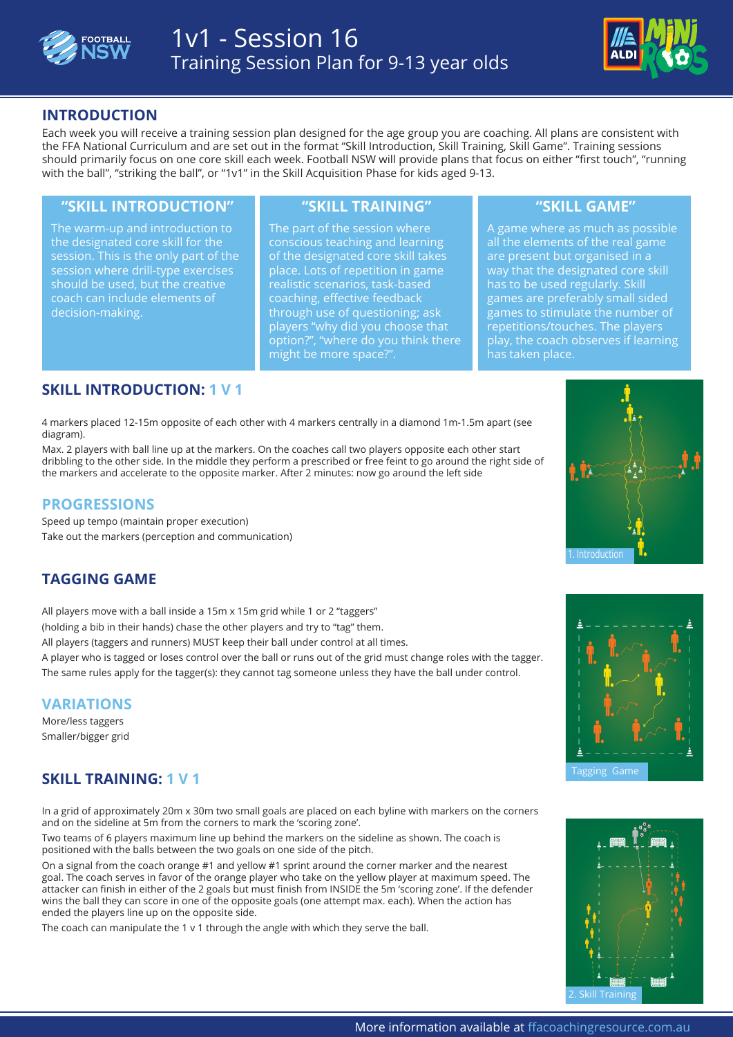# 1v1 - Session 16

## Training Session Plan for 9-13 year olds

## INTRODUCTION

Each week you will receive a training session plan designed for the age group you are coaching. All plans are consistent with the FFA National Curriculum and are set out in the format "Skill Introduction, Skill Training, Skill Game". Training sessions should primarily focus on one core skill each week. Football NSW will provide plans that focus on either "first touch", "running with the ball", "striking the ball", or "1v1" in the Skill Acquisition Phase for kids aged 9-13.

### "SKILL INTRODUCTION"

The warm-up and introduction to the designated core skill for the session. This is the only part of the session where drill-type exercises should be used, but the creative coach can include elements of decision-making.

### "SKILL TRAINING"

The part of the session where conscious teaching and learning of the designated core skill takes place. Lots of repetition in game realistic scenarios, task-based coaching, effective feedback through use of questioning; ask players "why did you choose that option?", "where do you think there might be more space?".

### "SKILL GAME"

A game where as much as possible all the elements of the real game are present but organised in a way that the designated core skill has to be used regularly. Skill games are preferably small sided games to stimulate the number of repetitions/touches. The players play, the coach observes if learning has taken place.

## SKILL INTRODUCTION: 1 V 1

4 markers placed 12-15m opposite of each other with 4 markers centrally in a diamond 1m-1.5m apart (see diagram).

Max. 2 players with ball line up at the markers. On the coaches call two players opposite each other start dribbling to the other side. In the middle they perform a prescribed or free feint to go around the right side of the markers and accelerate to the opposite marker. After 2 minutes: now go around the left side

1. Introduction

### PROGRESSIONS

Speed up tempo (maintain proper execution)

Take out the markers (perception and communication)

## TAGGING GAME

All players move with a ball inside a 15m x 15m grid while 1 or 2 "taggers"

(holding a bib in their hands) chase the other players and try to "tag" them.

All players (taggers and runners) MUST keep their ball under control at all times.

A player who is tagged or loses control over the ball or runs out of the grid must change roles with the tagger.

The same rules apply for the tagger(s): they cannot tag someone unless they have the ball under control.

Tagging Game

### VARIATIONS

More/less taggers

Smaller/bigger grid

## SKILL TRAINING: 1 V 1

In a grid of approximately 20m x 30m two small goals are placed on each byline with markers on the corners and on the sideline at 5m from the corners to mark the 'scoring zone'.

Two teams of 6 players maximum line up behind the markers on the sideline as shown. The coach is positioned with the balls between the two goals on one side of the pitch.

On a signal from the coach orange #1 and yellow #1 sprint around the corner marker and the nearest goal. The coach serves in favor of the orange player who take on the yellow player at maximum speed. The attacker can finish in either of the 2 goals but must finish from INSIDE the 5m 'scoring zone'. If the defender wins the ball they can score in one of the opposite goals (one attempt max. each). When the action has ended the players line up on the opposite side.

The coach can manipulate the 1 v 1 through the angle with which they serve the ball.

2. Skill Training

More information available at ffacoachingresource.com.au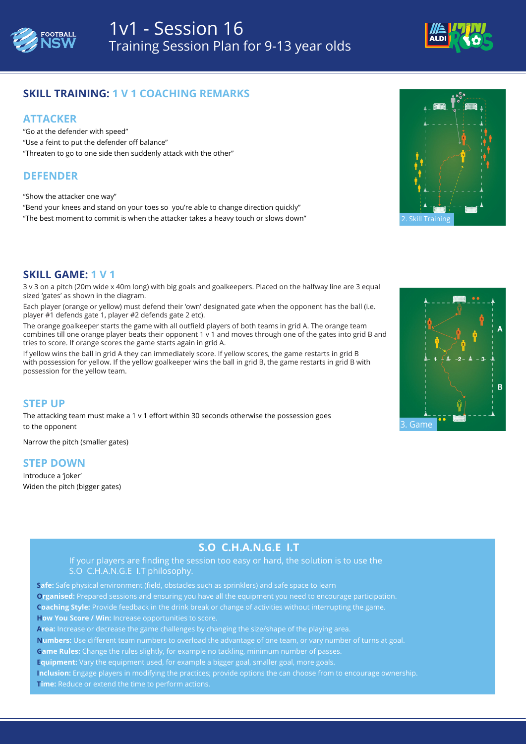# 1v1 - Session 16

Training Session Plan for 9-13 year olds

## SKILL TRAINING: 1 V 1 COACHING REMARKS

### ATTACKER

"Go at the defender with speed"
"Use a feint to put the defender off balance"
"Threaten to go to one side then suddenly attack with the other"

### DEFENDER

"Show the attacker one way"
"Bend your knees and stand on your toes so you're able to change direction quickly"
"The best moment to commit is when the attacker takes a heavy touch or slows down"

2. Skill Training

## SKILL GAME: 1 V 1

3 v 3 on a pitch (20m wide x 40m long) with big goals and goalkeepers. Placed on the halfway line are 3 equal sized 'gates' as shown in the diagram.

Each player (orange or yellow) must defend their 'own' designated gate when the opponent has the ball (i.e. player #1 defends gate 1, player #2 defends gate 2 etc).

The orange goalkeeper starts the game with all outfield players of both teams in grid A. The orange team combines till one orange player beats their opponent 1 v 1 and moves through one of the gates into grid B and tries to score. If orange scores the game starts again in grid A.

If yellow wins the ball in grid A they can immediately score. If yellow scores, the game restarts in grid B with possession for yellow. If the yellow goalkeeper wins the ball in grid B, the game restarts in grid B with possession for the yellow team.

A

1 2 3

B

3. Game

### STEP UP

The attacking team must make a 1 v 1 effort within 30 seconds otherwise the possession goes to the opponent

Narrow the pitch (smaller gates)

### STEP DOWN

Introduce a 'joker'
Widen the pitch (bigger gates)

## S.O C.H.A.N.G.E I.T

If your players are finding the session too easy or hard, the solution is to use the S.O C.H.A.N.G.E I.T philosophy.

**Safe:** Safe physical environment (field, obstacles such as sprinklers) and safe space to learn
**Organised:** Prepared sessions and ensuring you have all the equipment you need to encourage participation.
**Coaching Style:** Provide feedback in the drink break or change of activities without interrupting the game.
**How You Score / Win:** Increase opportunities to score.
**Area:** Increase or decrease the game challenges by changing the size/shape of the playing area.
**Numbers:** Use different team numbers to overload the advantage of one team, or vary number of turns at goal.
**Game Rules:** Change the rules slightly, for example no tackling, minimum number of passes.
**Equipment:** Vary the equipment used, for example a bigger goal, smaller goal, more goals.
**Inclusion:** Engage players in modifying the practices; provide options the can choose from to encourage ownership.
**Time:** Reduce or extend the time to perform actions.